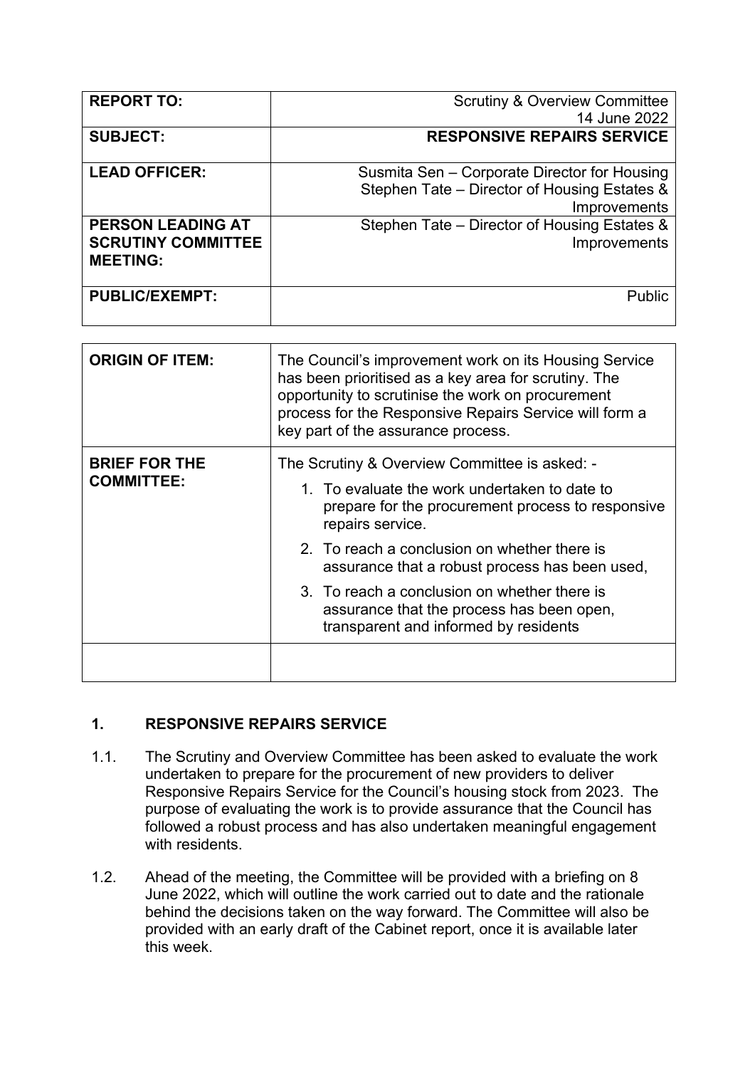| **REPORT TO:** | Scrutiny & Overview Committee<br>14 June 2022 |
|---|---|
| **SUBJECT:** | **RESPONSIVE REPAIRS SERVICE** |
| **LEAD OFFICER:** | Susmita Sen – Corporate Director for Housing<br>Stephen Tate – Director of Housing Estates & Improvements |
| **PERSON LEADING AT SCRUTINY COMMITTEE MEETING:** | Stephen Tate – Director of Housing Estates & Improvements |
| **PUBLIC/EXEMPT:** | Public |

| **ORIGIN OF ITEM:** | The Council's improvement work on its Housing Service has been prioritised as a key area for scrutiny. The opportunity to scrutinise the work on procurement process for the Responsive Repairs Service will form a key part of the assurance process. |
|---|---|
| **BRIEF FOR THE COMMITTEE:** | The Scrutiny & Overview Committee is asked: -<br>1. To evaluate the work undertaken to date to prepare for the procurement process to responsive repairs service.<br>2. To reach a conclusion on whether there is assurance that a robust process has been used,<br>3. To reach a conclusion on whether there is assurance that the process has been open, transparent and informed by residents |
| | |

## 1. RESPONSIVE REPAIRS SERVICE

1.1. The Scrutiny and Overview Committee has been asked to evaluate the work undertaken to prepare for the procurement of new providers to deliver Responsive Repairs Service for the Council's housing stock from 2023. The purpose of evaluating the work is to provide assurance that the Council has followed a robust process and has also undertaken meaningful engagement with residents.

1.2. Ahead of the meeting, the Committee will be provided with a briefing on 8 June 2022, which will outline the work carried out to date and the rationale behind the decisions taken on the way forward. The Committee will also be provided with an early draft of the Cabinet report, once it is available later this week.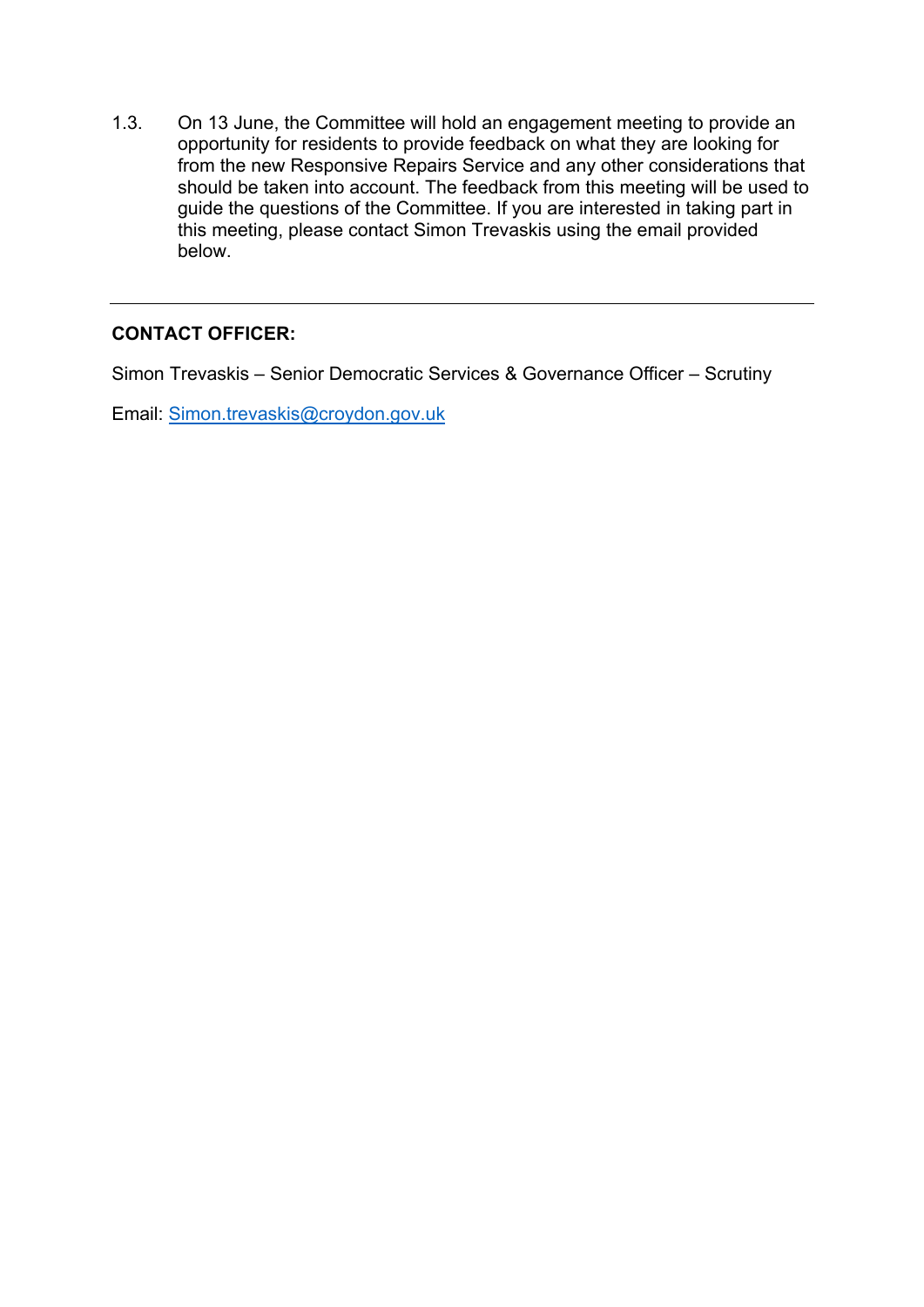1.3. On 13 June, the Committee will hold an engagement meeting to provide an opportunity for residents to provide feedback on what they are looking for from the new Responsive Repairs Service and any other considerations that should be taken into account. The feedback from this meeting will be used to guide the questions of the Committee. If you are interested in taking part in this meeting, please contact Simon Trevaskis using the email provided below.

---

**CONTACT OFFICER:**

Simon Trevaskis – Senior Democratic Services & Governance Officer – Scrutiny

Email: Simon.trevaskis@croydon.gov.uk